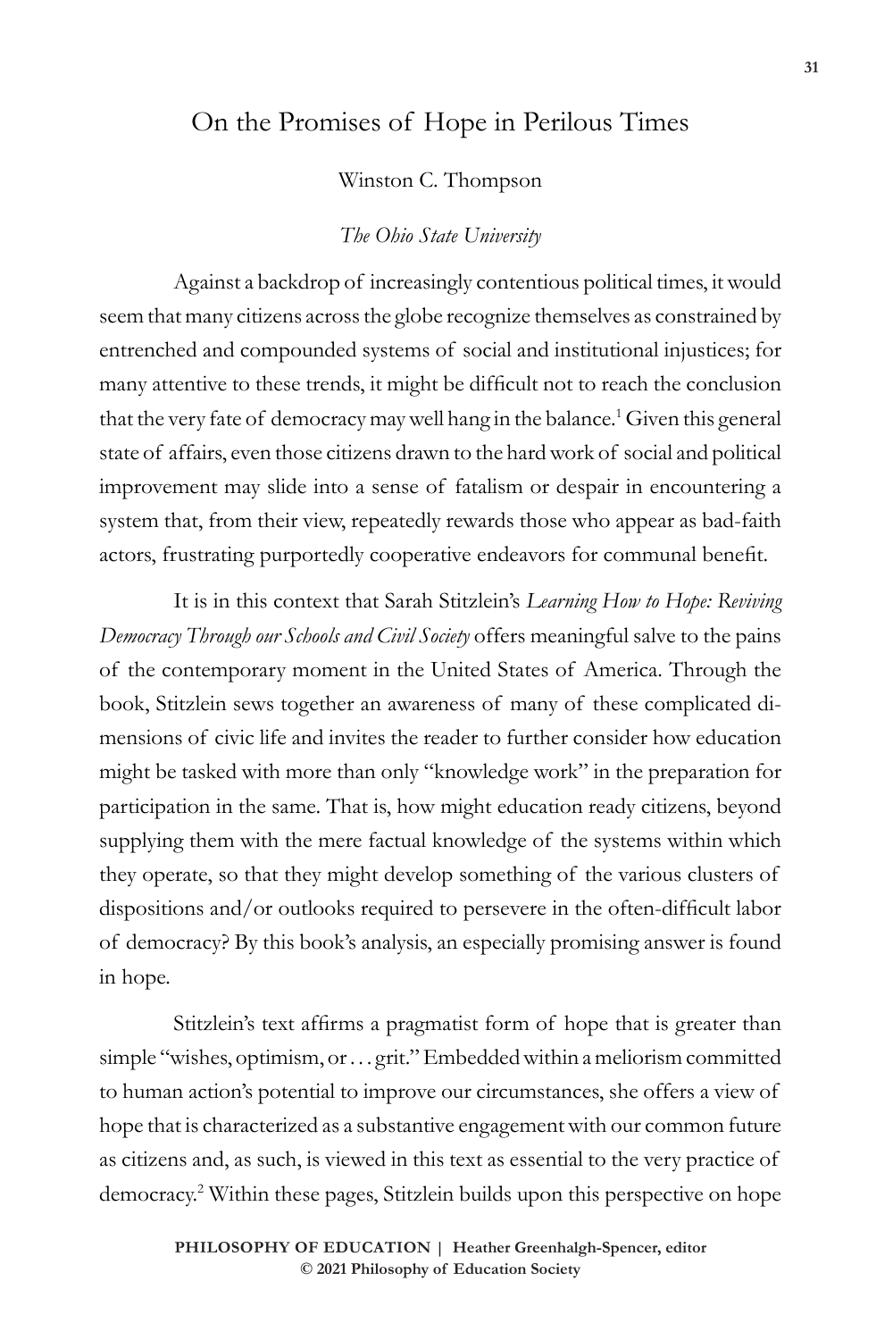# On the Promises of Hope in Perilous Times

Winston C. Thompson

*The Ohio State University*

Against a backdrop of increasingly contentious political times, it would seem that many citizens across the globe recognize themselves as constrained by entrenched and compounded systems of social and institutional injustices; for many attentive to these trends, it might be difficult not to reach the conclusion that the very fate of democracy may well hang in the balance.[1] Given this general state of affairs, even those citizens drawn to the hard work of social and political improvement may slide into a sense of fatalism or despair in encountering a system that, from their view, repeatedly rewards those who appear as bad-faith actors, frustrating purportedly cooperative endeavors for communal benefit.

It is in this context that Sarah Stitzlein's *Learning How to Hope: Reviving Democracy Through our Schools and Civil Society* offers meaningful salve to the pains of the contemporary moment in the United States of America. Through the book, Stitzlein sews together an awareness of many of these complicated dimensions of civic life and invites the reader to further consider how education might be tasked with more than only "knowledge work" in the preparation for participation in the same. That is, how might education ready citizens, beyond supplying them with the mere factual knowledge of the systems within which they operate, so that they might develop something of the various clusters of dispositions and/or outlooks required to persevere in the often-difficult labor of democracy? By this book's analysis, an especially promising answer is found in hope.

Stitzlein's text affirms a pragmatist form of hope that is greater than simple "wishes, optimism, or . . . grit." Embedded within a meliorism committed to human action's potential to improve our circumstances, she offers a view of hope that is characterized as a substantive engagement with our common future as citizens and, as such, is viewed in this text as essential to the very practice of democracy.[2] Within these pages, Stitzlein builds upon this perspective on hope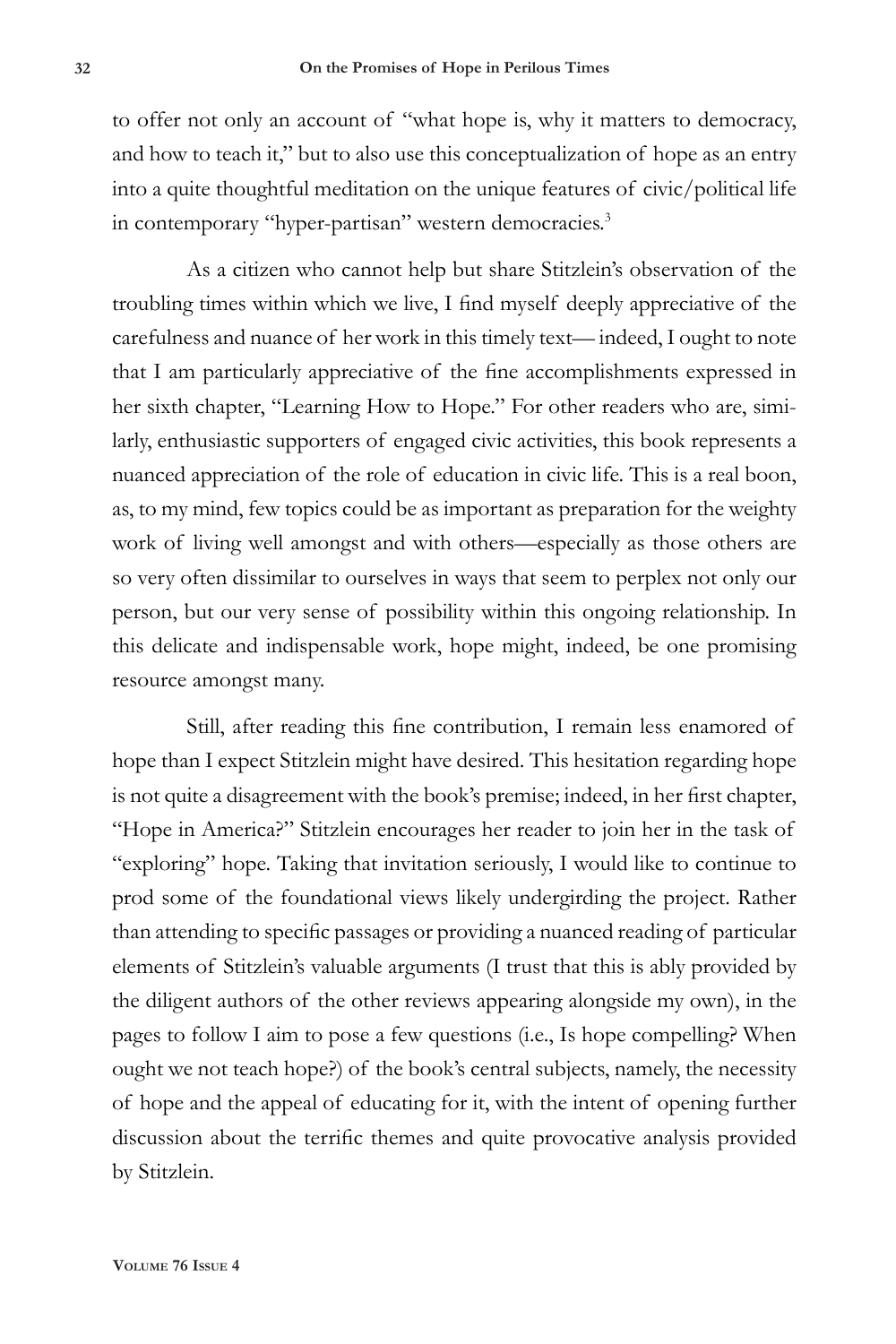to offer not only an account of "what hope is, why it matters to democracy, and how to teach it," but to also use this conceptualization of hope as an entry into a quite thoughtful meditation on the unique features of civic/political life in contemporary "hyper-partisan" western democracies.[3]

As a citizen who cannot help but share Stitzlein's observation of the troubling times within which we live, I find myself deeply appreciative of the carefulness and nuance of her work in this timely text— indeed, I ought to note that I am particularly appreciative of the fine accomplishments expressed in her sixth chapter, "Learning How to Hope." For other readers who are, similarly, enthusiastic supporters of engaged civic activities, this book represents a nuanced appreciation of the role of education in civic life. This is a real boon, as, to my mind, few topics could be as important as preparation for the weighty work of living well amongst and with others—especially as those others are so very often dissimilar to ourselves in ways that seem to perplex not only our person, but our very sense of possibility within this ongoing relationship. In this delicate and indispensable work, hope might, indeed, be one promising resource amongst many.

Still, after reading this fine contribution, I remain less enamored of hope than I expect Stitzlein might have desired. This hesitation regarding hope is not quite a disagreement with the book's premise; indeed, in her first chapter, "Hope in America?" Stitzlein encourages her reader to join her in the task of "exploring" hope. Taking that invitation seriously, I would like to continue to prod some of the foundational views likely undergirding the project. Rather than attending to specific passages or providing a nuanced reading of particular elements of Stitzlein's valuable arguments (I trust that this is ably provided by the diligent authors of the other reviews appearing alongside my own), in the pages to follow I aim to pose a few questions (i.e., Is hope compelling? When ought we not teach hope?) of the book's central subjects, namely, the necessity of hope and the appeal of educating for it, with the intent of opening further discussion about the terrific themes and quite provocative analysis provided by Stitzlein.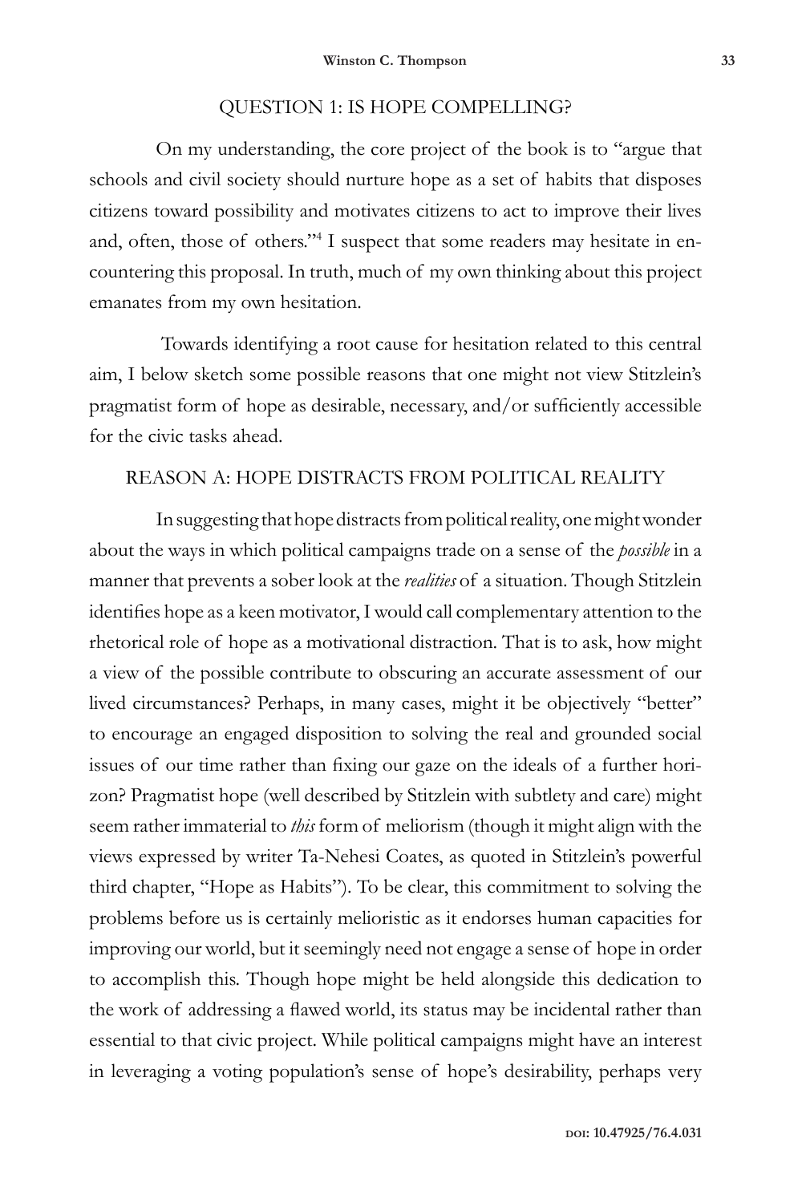## QUESTION 1: IS HOPE COMPELLING?

On my understanding, the core project of the book is to "argue that schools and civil society should nurture hope as a set of habits that disposes citizens toward possibility and motivates citizens to act to improve their lives and, often, those of others."[4] I suspect that some readers may hesitate in encountering this proposal. In truth, much of my own thinking about this project emanates from my own hesitation.

Towards identifying a root cause for hesitation related to this central aim, I below sketch some possible reasons that one might not view Stitzlein's pragmatist form of hope as desirable, necessary, and/or sufficiently accessible for the civic tasks ahead.

### REASON A: HOPE DISTRACTS FROM POLITICAL REALITY

In suggesting that hope distracts from political reality, one might wonder about the ways in which political campaigns trade on a sense of the *possible* in a manner that prevents a sober look at the *realities* of a situation. Though Stitzlein identifies hope as a keen motivator, I would call complementary attention to the rhetorical role of hope as a motivational distraction. That is to ask, how might a view of the possible contribute to obscuring an accurate assessment of our lived circumstances? Perhaps, in many cases, might it be objectively "better" to encourage an engaged disposition to solving the real and grounded social issues of our time rather than fixing our gaze on the ideals of a further horizon? Pragmatist hope (well described by Stitzlein with subtlety and care) might seem rather immaterial to *this* form of meliorism (though it might align with the views expressed by writer Ta-Nehesi Coates, as quoted in Stitzlein's powerful third chapter, "Hope as Habits"). To be clear, this commitment to solving the problems before us is certainly melioristic as it endorses human capacities for improving our world, but it seemingly need not engage a sense of hope in order to accomplish this. Though hope might be held alongside this dedication to the work of addressing a flawed world, its status may be incidental rather than essential to that civic project. While political campaigns might have an interest in leveraging a voting population's sense of hope's desirability, perhaps very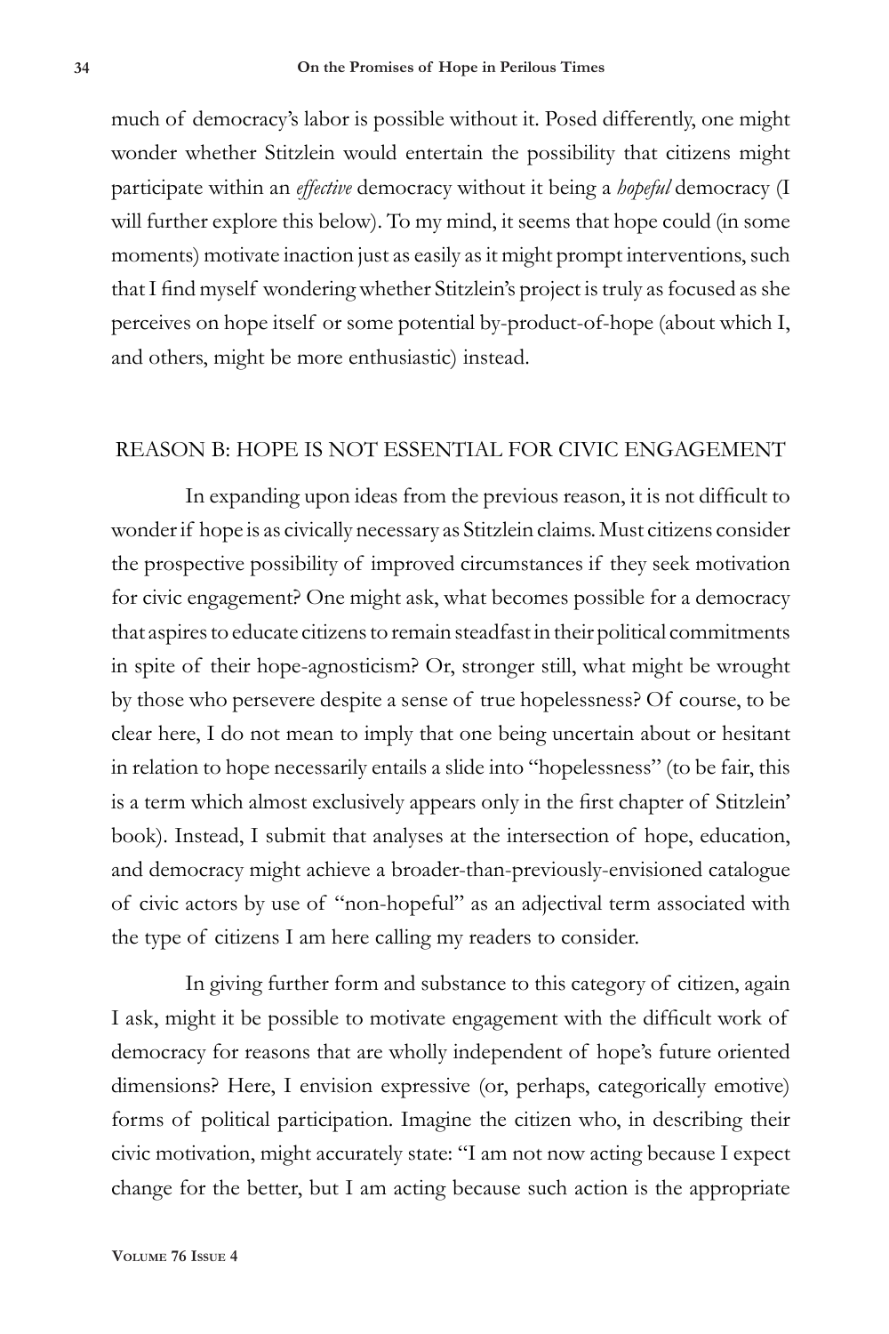much of democracy's labor is possible without it. Posed differently, one might wonder whether Stitzlein would entertain the possibility that citizens might participate within an *effective* democracy without it being a *hopeful* democracy (I will further explore this below). To my mind, it seems that hope could (in some moments) motivate inaction just as easily as it might prompt interventions, such that I find myself wondering whether Stitzlein's project is truly as focused as she perceives on hope itself or some potential by-product-of-hope (about which I, and others, might be more enthusiastic) instead.

## REASON B: HOPE IS NOT ESSENTIAL FOR CIVIC ENGAGEMENT

In expanding upon ideas from the previous reason, it is not difficult to wonder if hope is as civically necessary as Stitzlein claims. Must citizens consider the prospective possibility of improved circumstances if they seek motivation for civic engagement? One might ask, what becomes possible for a democracy that aspires to educate citizens to remain steadfast in their political commitments in spite of their hope-agnosticism? Or, stronger still, what might be wrought by those who persevere despite a sense of true hopelessness? Of course, to be clear here, I do not mean to imply that one being uncertain about or hesitant in relation to hope necessarily entails a slide into "hopelessness" (to be fair, this is a term which almost exclusively appears only in the first chapter of Stitzlein' book). Instead, I submit that analyses at the intersection of hope, education, and democracy might achieve a broader-than-previously-envisioned catalogue of civic actors by use of "non-hopeful" as an adjectival term associated with the type of citizens I am here calling my readers to consider.

In giving further form and substance to this category of citizen, again I ask, might it be possible to motivate engagement with the difficult work of democracy for reasons that are wholly independent of hope's future oriented dimensions? Here, I envision expressive (or, perhaps, categorically emotive) forms of political participation. Imagine the citizen who, in describing their civic motivation, might accurately state: "I am not now acting because I expect change for the better, but I am acting because such action is the appropriate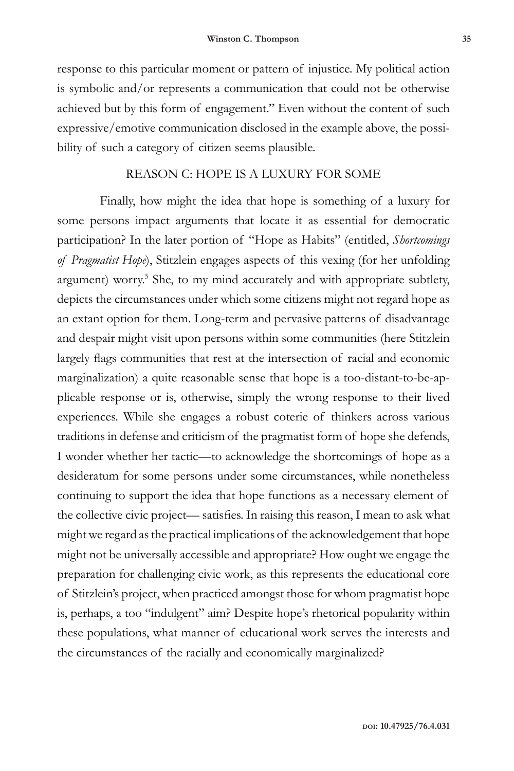response to this particular moment or pattern of injustice. My political action is symbolic and/or represents a communication that could not be otherwise achieved but by this form of engagement." Even without the content of such expressive/emotive communication disclosed in the example above, the possibility of such a category of citizen seems plausible.

## REASON C: HOPE IS A LUXURY FOR SOME

Finally, how might the idea that hope is something of a luxury for some persons impact arguments that locate it as essential for democratic participation? In the later portion of "Hope as Habits" (entitled, *Shortcomings of Pragmatist Hope*), Stitzlein engages aspects of this vexing (for her unfolding argument) worry.[5] She, to my mind accurately and with appropriate subtlety, depicts the circumstances under which some citizens might not regard hope as an extant option for them. Long-term and pervasive patterns of disadvantage and despair might visit upon persons within some communities (here Stitzlein largely flags communities that rest at the intersection of racial and economic marginalization) a quite reasonable sense that hope is a too-distant-to-be-applicable response or is, otherwise, simply the wrong response to their lived experiences. While she engages a robust coterie of thinkers across various traditions in defense and criticism of the pragmatist form of hope she defends, I wonder whether her tactic—to acknowledge the shortcomings of hope as a desideratum for some persons under some circumstances, while nonetheless continuing to support the idea that hope functions as a necessary element of the collective civic project— satisfies. In raising this reason, I mean to ask what might we regard as the practical implications of the acknowledgement that hope might not be universally accessible and appropriate? How ought we engage the preparation for challenging civic work, as this represents the educational core of Stitzlein's project, when practiced amongst those for whom pragmatist hope is, perhaps, a too "indulgent" aim? Despite hope's rhetorical popularity within these populations, what manner of educational work serves the interests and the circumstances of the racially and economically marginalized?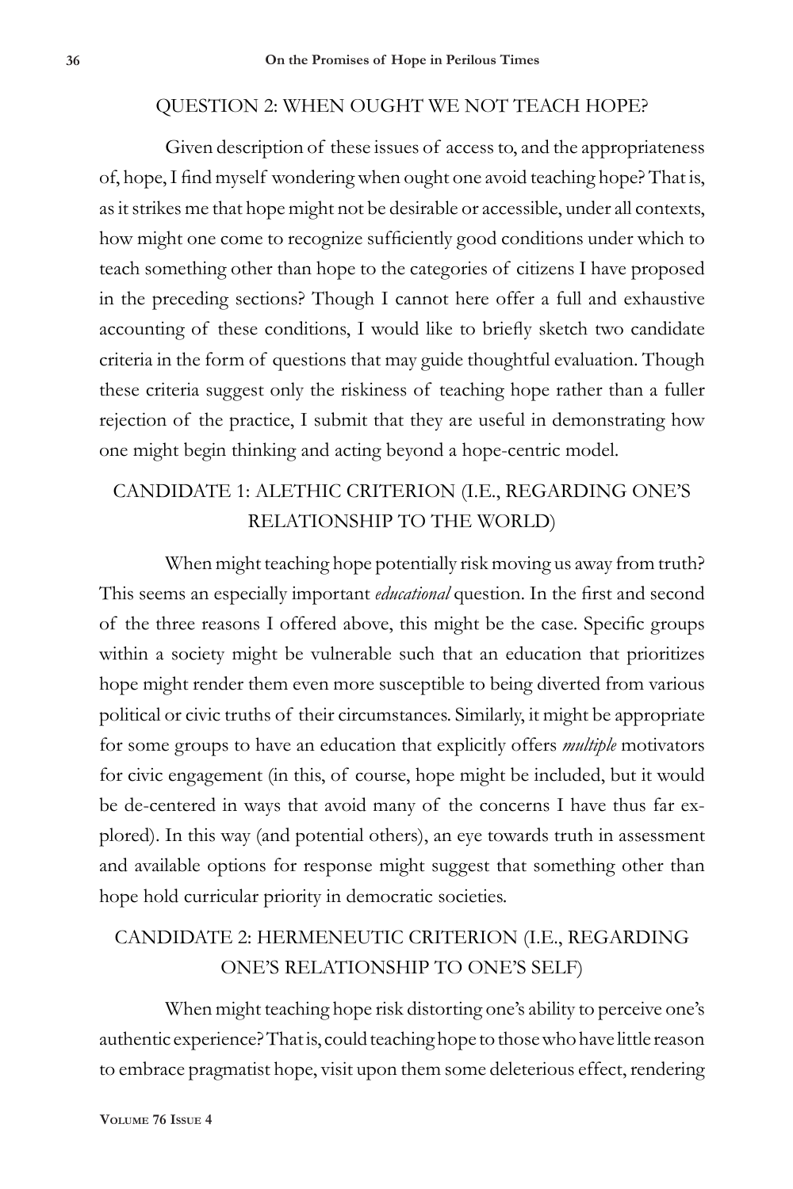## QUESTION 2: WHEN OUGHT WE NOT TEACH HOPE?

Given description of these issues of access to, and the appropriateness of, hope, I find myself wondering when ought one avoid teaching hope? That is, as it strikes me that hope might not be desirable or accessible, under all contexts, how might one come to recognize sufficiently good conditions under which to teach something other than hope to the categories of citizens I have proposed in the preceding sections? Though I cannot here offer a full and exhaustive accounting of these conditions, I would like to briefly sketch two candidate criteria in the form of questions that may guide thoughtful evaluation. Though these criteria suggest only the riskiness of teaching hope rather than a fuller rejection of the practice, I submit that they are useful in demonstrating how one might begin thinking and acting beyond a hope-centric model.

### CANDIDATE 1: ALETHIC CRITERION (I.E., REGARDING ONE'S RELATIONSHIP TO THE WORLD)

When might teaching hope potentially risk moving us away from truth? This seems an especially important *educational* question. In the first and second of the three reasons I offered above, this might be the case. Specific groups within a society might be vulnerable such that an education that prioritizes hope might render them even more susceptible to being diverted from various political or civic truths of their circumstances. Similarly, it might be appropriate for some groups to have an education that explicitly offers *multiple* motivators for civic engagement (in this, of course, hope might be included, but it would be de-centered in ways that avoid many of the concerns I have thus far explored). In this way (and potential others), an eye towards truth in assessment and available options for response might suggest that something other than hope hold curricular priority in democratic societies.

### CANDIDATE 2: HERMENEUTIC CRITERION (I.E., REGARDING ONE'S RELATIONSHIP TO ONE'S SELF)

When might teaching hope risk distorting one's ability to perceive one's authentic experience? That is, could teaching hope to those who have little reason to embrace pragmatist hope, visit upon them some deleterious effect, rendering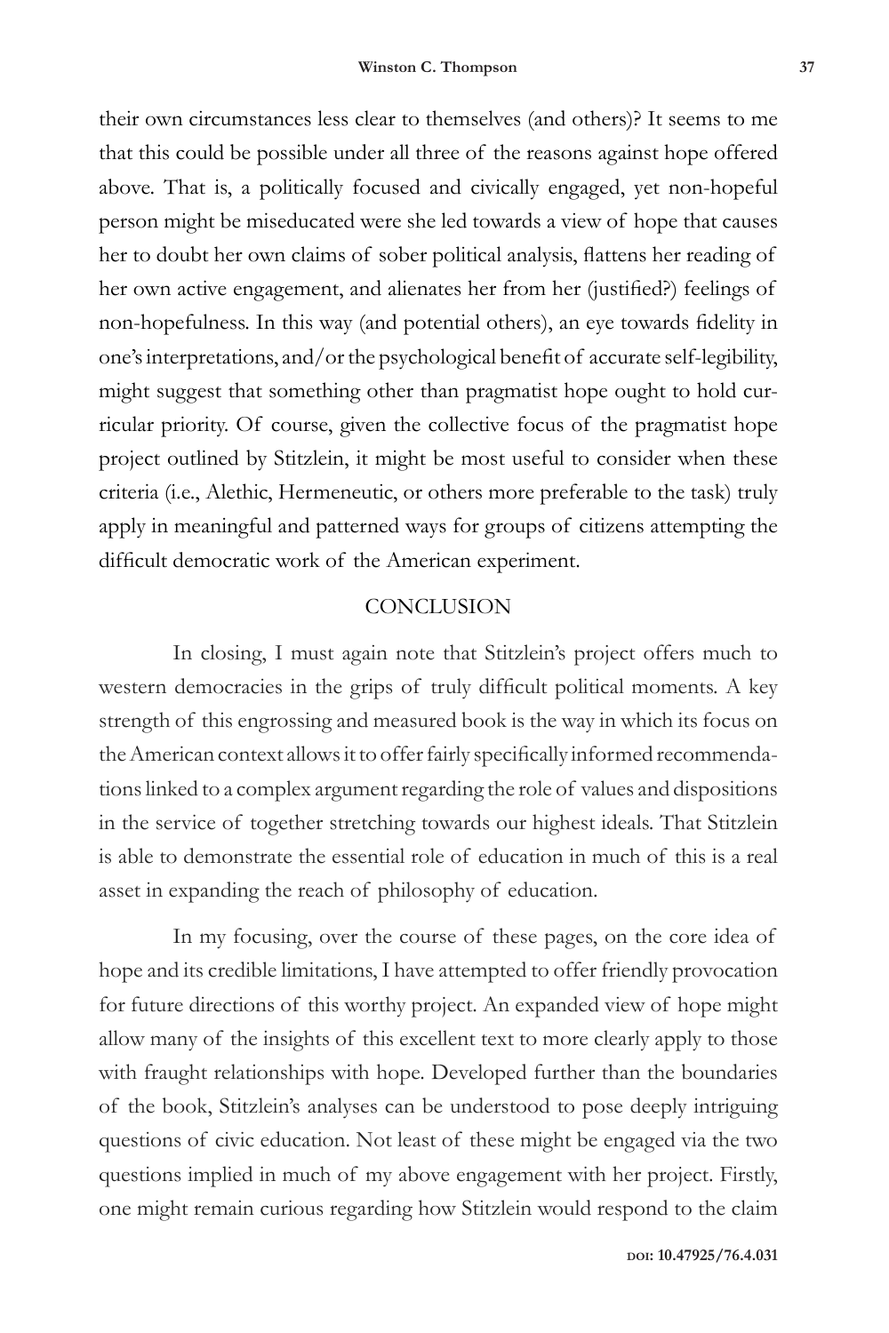their own circumstances less clear to themselves (and others)? It seems to me that this could be possible under all three of the reasons against hope offered above. That is, a politically focused and civically engaged, yet non-hopeful person might be miseducated were she led towards a view of hope that causes her to doubt her own claims of sober political analysis, flattens her reading of her own active engagement, and alienates her from her (justified?) feelings of non-hopefulness. In this way (and potential others), an eye towards fidelity in one's interpretations, and/or the psychological benefit of accurate self-legibility, might suggest that something other than pragmatist hope ought to hold curricular priority. Of course, given the collective focus of the pragmatist hope project outlined by Stitzlein, it might be most useful to consider when these criteria (i.e., Alethic, Hermeneutic, or others more preferable to the task) truly apply in meaningful and patterned ways for groups of citizens attempting the difficult democratic work of the American experiment.

## CONCLUSION

In closing, I must again note that Stitzlein's project offers much to western democracies in the grips of truly difficult political moments. A key strength of this engrossing and measured book is the way in which its focus on the American context allows it to offer fairly specifically informed recommendations linked to a complex argument regarding the role of values and dispositions in the service of together stretching towards our highest ideals. That Stitzlein is able to demonstrate the essential role of education in much of this is a real asset in expanding the reach of philosophy of education.

In my focusing, over the course of these pages, on the core idea of hope and its credible limitations, I have attempted to offer friendly provocation for future directions of this worthy project. An expanded view of hope might allow many of the insights of this excellent text to more clearly apply to those with fraught relationships with hope. Developed further than the boundaries of the book, Stitzlein's analyses can be understood to pose deeply intriguing questions of civic education. Not least of these might be engaged via the two questions implied in much of my above engagement with her project. Firstly, one might remain curious regarding how Stitzlein would respond to the claim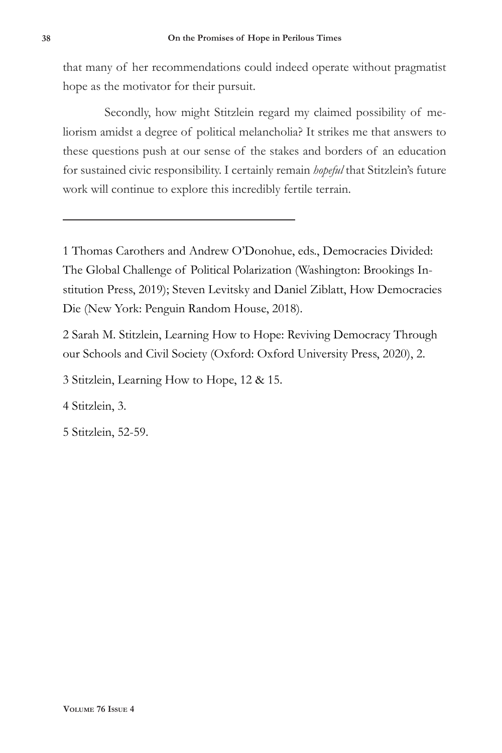that many of her recommendations could indeed operate without pragmatist hope as the motivator for their pursuit.

Secondly, how might Stitzlein regard my claimed possibility of meliorism amidst a degree of political melancholia? It strikes me that answers to these questions push at our sense of the stakes and borders of an education for sustained civic responsibility. I certainly remain *hopeful* that Stitzlein's future work will continue to explore this incredibly fertile terrain.

---

1 Thomas Carothers and Andrew O'Donohue, eds., Democracies Divided: The Global Challenge of Political Polarization (Washington: Brookings Institution Press, 2019); Steven Levitsky and Daniel Ziblatt, How Democracies Die (New York: Penguin Random House, 2018).

2 Sarah M. Stitzlein, Learning How to Hope: Reviving Democracy Through our Schools and Civil Society (Oxford: Oxford University Press, 2020), 2.

3 Stitzlein, Learning How to Hope, 12 & 15.

4 Stitzlein, 3.

5 Stitzlein, 52-59.